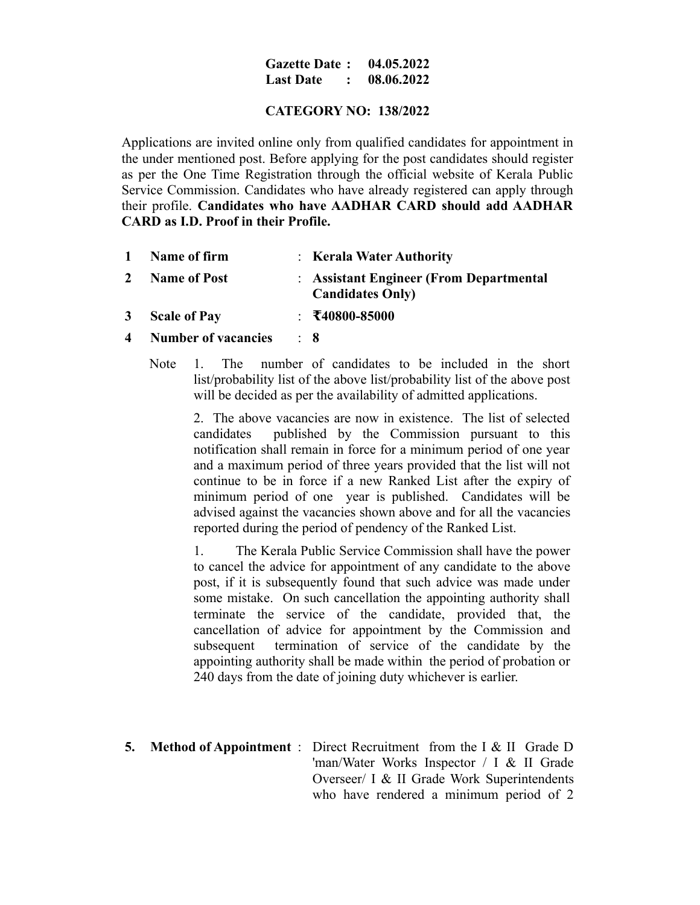**Gazette Date : 04.05.2022**
**Last Date : 08.06.2022**

**CATEGORY NO: 138/2022**

Applications are invited online only from qualified candidates for appointment in the under mentioned post. Before applying for the post candidates should register as per the One Time Registration through the official website of Kerala Public Service Commission. Candidates who have already registered can apply through their profile. **Candidates who have AADHAR CARD should add AADHAR CARD as I.D. Proof in their Profile.**

1 **Name of firm** : **Kerala Water Authority**

2 **Name of Post** : **Assistant Engineer (From Departmental Candidates Only)**

3 **Scale of Pay** : **₹40800-85000**

4 **Number of vacancies** : **8**

Note 1. The number of candidates to be included in the short list/probability list of the above list/probability list of the above post will be decided as per the availability of admitted applications.

2. The above vacancies are now in existence. The list of selected candidates published by the Commission pursuant to this notification shall remain in force for a minimum period of one year and a maximum period of three years provided that the list will not continue to be in force if a new Ranked List after the expiry of minimum period of one year is published. Candidates will be advised against the vacancies shown above and for all the vacancies reported during the period of pendency of the Ranked List.

1. The Kerala Public Service Commission shall have the power to cancel the advice for appointment of any candidate to the above post, if it is subsequently found that such advice was made under some mistake. On such cancellation the appointing authority shall terminate the service of the candidate, provided that, the cancellation of advice for appointment by the Commission and subsequent termination of service of the candidate by the appointing authority shall be made within the period of probation or 240 days from the date of joining duty whichever is earlier.

**5. Method of Appointment** : Direct Recruitment from the I & II Grade D 'man/Water Works Inspector / I & II Grade Overseer/ I & II Grade Work Superintendents who have rendered a minimum period of 2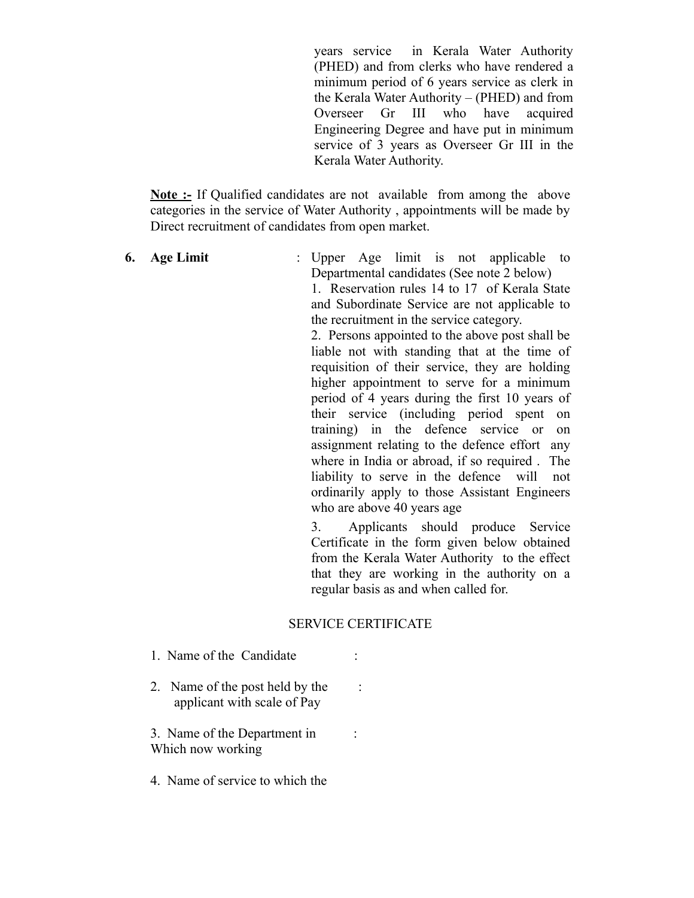years service in Kerala Water Authority (PHED) and from clerks who have rendered a minimum period of 6 years service as clerk in the Kerala Water Authority – (PHED) and from Overseer Gr III who have acquired Engineering Degree and have put in minimum service of 3 years as Overseer Gr III in the Kerala Water Authority.

**Note :-** If Qualified candidates are not available from among the above categories in the service of Water Authority , appointments will be made by Direct recruitment of candidates from open market.

**6. Age Limit** : Upper Age limit is not applicable to Departmental candidates (See note 2 below)

1. Reservation rules 14 to 17 of Kerala State and Subordinate Service are not applicable to the recruitment in the service category.
2. Persons appointed to the above post shall be liable not with standing that at the time of requisition of their service, they are holding higher appointment to serve for a minimum period of 4 years during the first 10 years of their service (including period spent on training) in the defence service or on assignment relating to the defence effort any where in India or abroad, if so required . The liability to serve in the defence will not ordinarily apply to those Assistant Engineers who are above 40 years age
3. Applicants should produce Service Certificate in the form given below obtained from the Kerala Water Authority to the effect that they are working in the authority on a regular basis as and when called for.

SERVICE CERTIFICATE

1. Name of the Candidate :
2. Name of the post held by the applicant with scale of Pay :
3. Name of the Department in Which now working :
4. Name of service to which the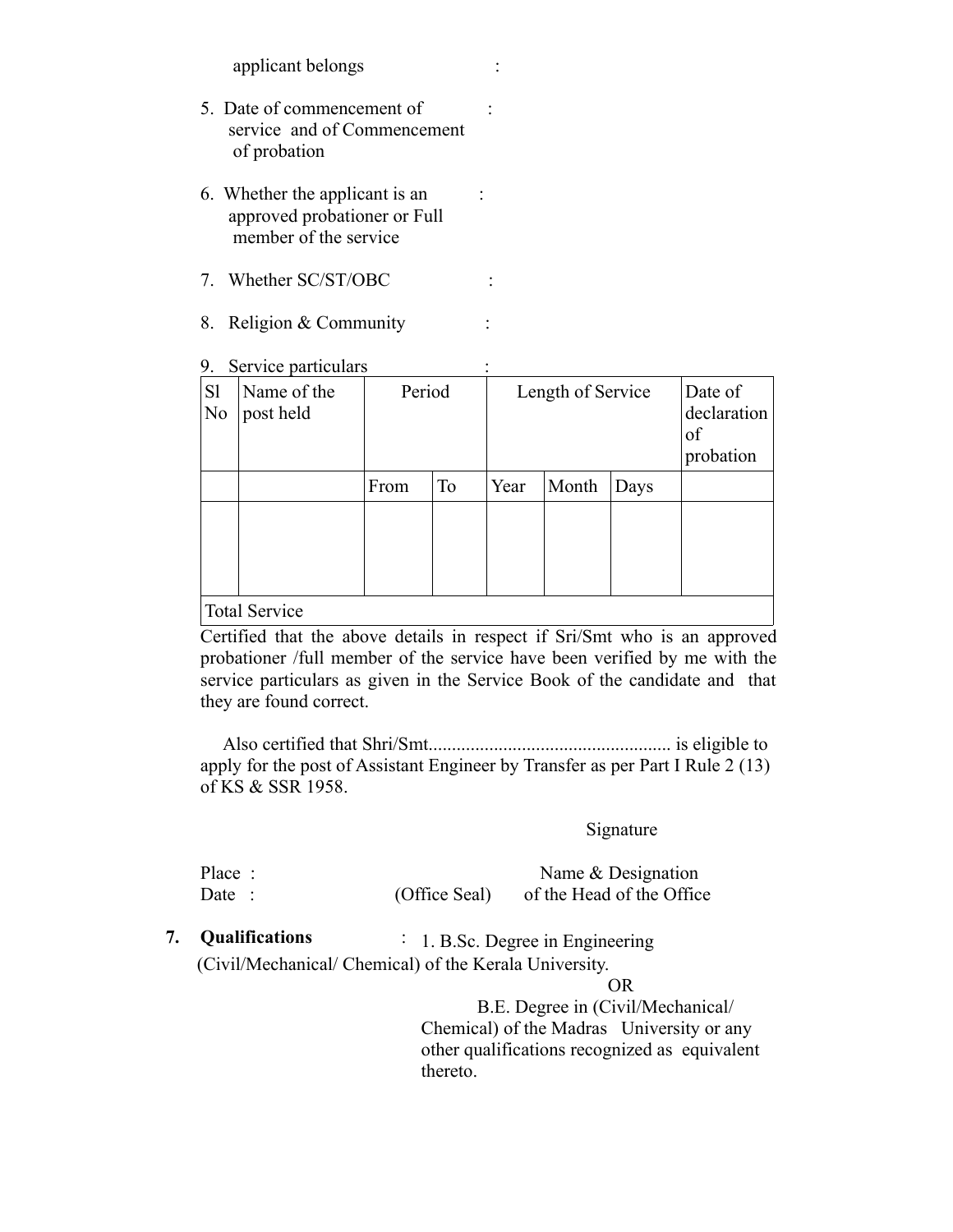applicant belongs :

5. Date of commencement of service and of Commencement of probation :

6. Whether the applicant is an approved probationer or Full member of the service :

7. Whether SC/ST/OBC :

8. Religion & Community :

9. Service particulars :

| Sl No | Name of the post held | Period | | Length of Service | | | Date of declaration of probation |
|---|---|---|---|---|---|---|---|
| | | From | To | Year | Month | Days | |
| | | | | | | | |
| Total Service | | | | | | | |

Certified that the above details in respect if Sri/Smt who is an approved probationer /full member of the service have been verified by me with the service particulars as given in the Service Book of the candidate and that they are found correct.

Also certified that Shri/Smt.................................................... is eligible to apply for the post of Assistant Engineer by Transfer as per Part I Rule 2 (13) of KS & SSR 1958.

Signature

Place :

Date :

(Office Seal)

Name & Designation of the Head of the Office

**7. Qualifications** : 1. B.Sc. Degree in Engineering (Civil/Mechanical/ Chemical) of the Kerala University.

OR

B.E. Degree in (Civil/Mechanical/ Chemical) of the Madras University or any other qualifications recognized as equivalent thereto.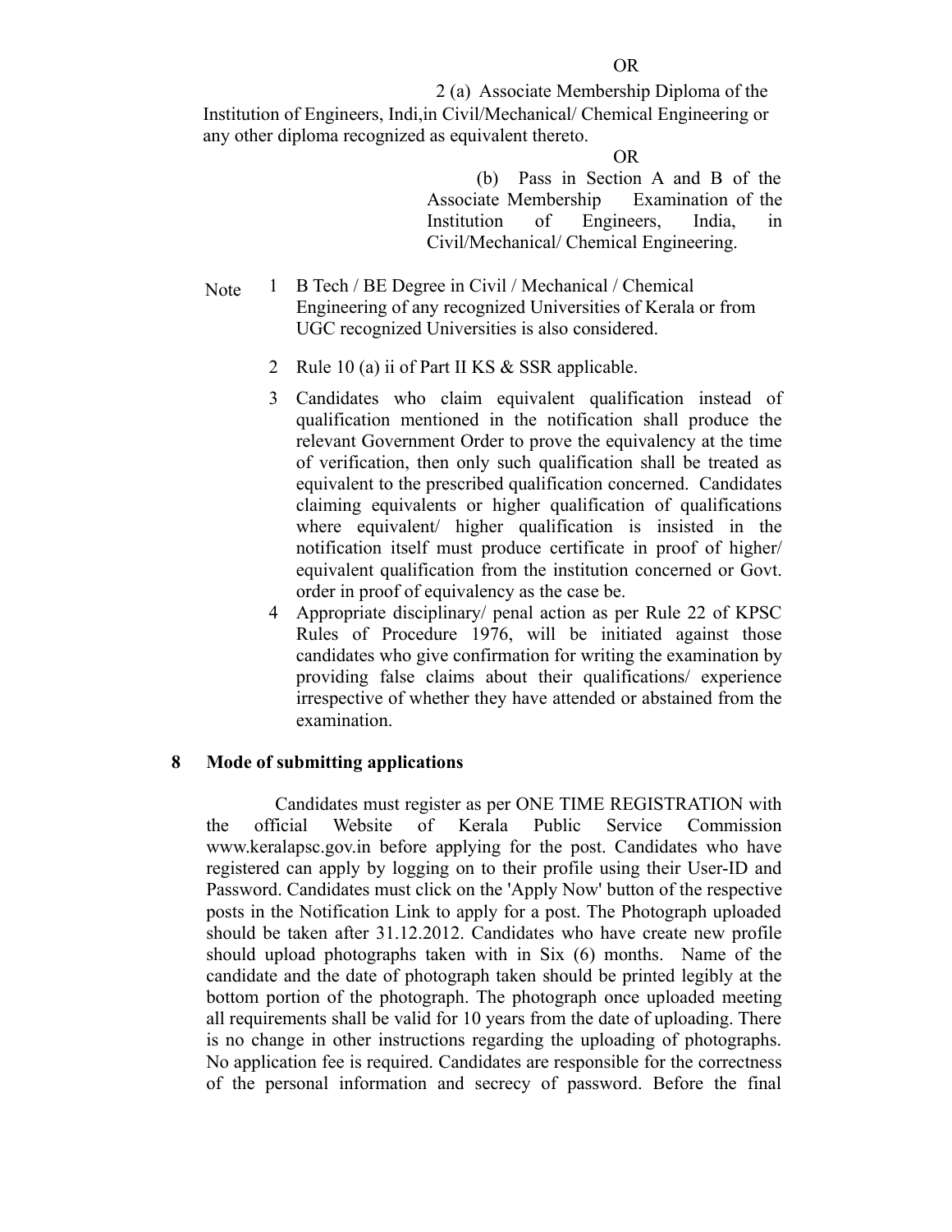OR

2 (a) Associate Membership Diploma of the Institution of Engineers, Indi,in Civil/Mechanical/ Chemical Engineering or any other diploma recognized as equivalent thereto.

OR

(b) Pass in Section A and B of the Associate Membership Examination of the Institution of Engineers, India, in Civil/Mechanical/ Chemical Engineering.

Note

1. B Tech / BE Degree in Civil / Mechanical / Chemical Engineering of any recognized Universities of Kerala or from UGC recognized Universities is also considered.
2. Rule 10 (a) ii of Part II KS & SSR applicable.
3. Candidates who claim equivalent qualification instead of qualification mentioned in the notification shall produce the relevant Government Order to prove the equivalency at the time of verification, then only such qualification shall be treated as equivalent to the prescribed qualification concerned. Candidates claiming equivalents or higher qualification of qualifications where equivalent/ higher qualification is insisted in the notification itself must produce certificate in proof of higher/ equivalent qualification from the institution concerned or Govt. order in proof of equivalency as the case be.
4. Appropriate disciplinary/ penal action as per Rule 22 of KPSC Rules of Procedure 1976, will be initiated against those candidates who give confirmation for writing the examination by providing false claims about their qualifications/ experience irrespective of whether they have attended or abstained from the examination.

**8 Mode of submitting applications**

Candidates must register as per ONE TIME REGISTRATION with the official Website of Kerala Public Service Commission www.keralapsc.gov.in before applying for the post. Candidates who have registered can apply by logging on to their profile using their User-ID and Password. Candidates must click on the 'Apply Now' button of the respective posts in the Notification Link to apply for a post. The Photograph uploaded should be taken after 31.12.2012. Candidates who have create new profile should upload photographs taken with in Six (6) months. Name of the candidate and the date of photograph taken should be printed legibly at the bottom portion of the photograph. The photograph once uploaded meeting all requirements shall be valid for 10 years from the date of uploading. There is no change in other instructions regarding the uploading of photographs. No application fee is required. Candidates are responsible for the correctness of the personal information and secrecy of password. Before the final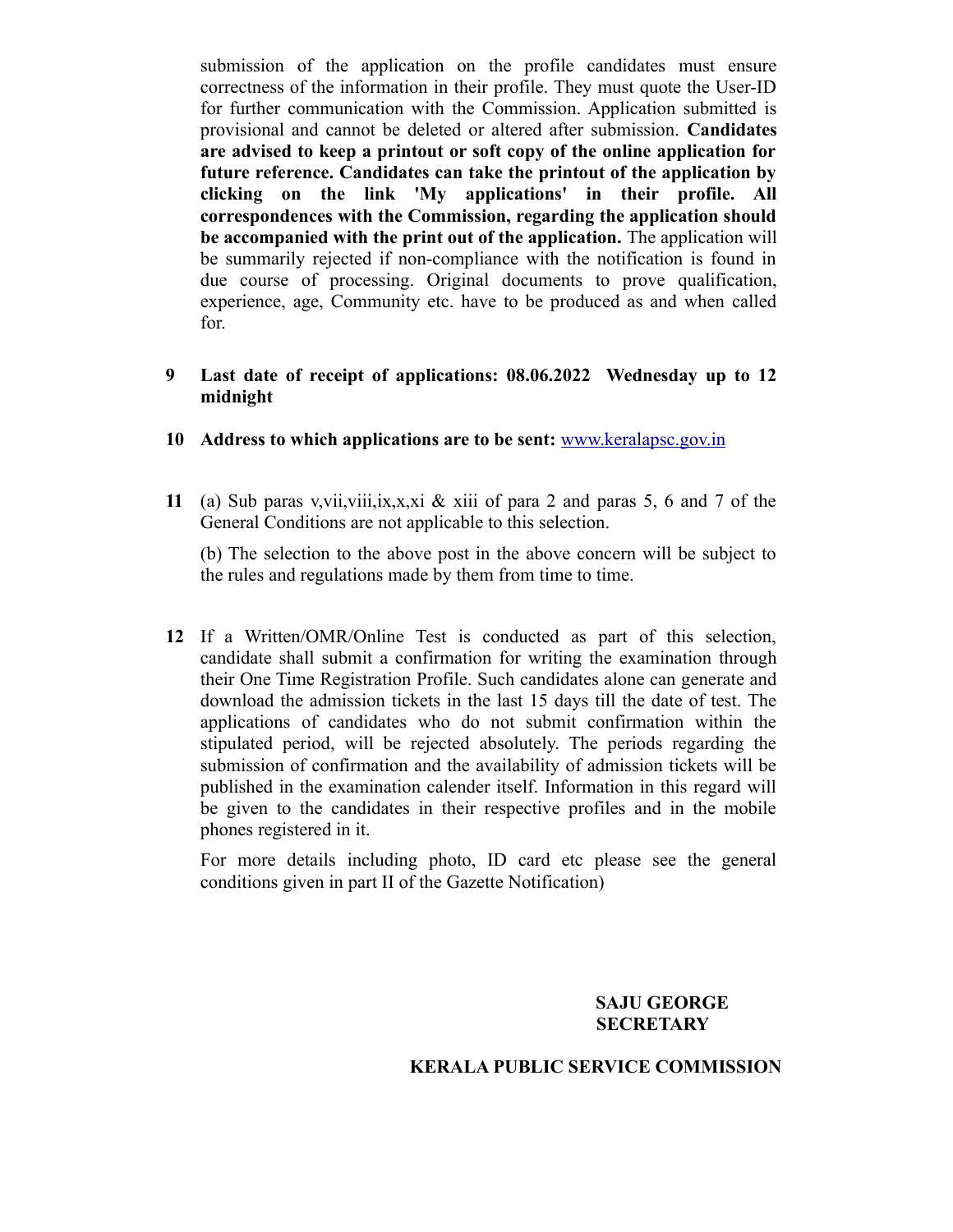submission of the application on the profile candidates must ensure correctness of the information in their profile. They must quote the User-ID for further communication with the Commission. Application submitted is provisional and cannot be deleted or altered after submission. **Candidates are advised to keep a printout or soft copy of the online application for future reference. Candidates can take the printout of the application by clicking on the link 'My applications' in their profile. All correspondences with the Commission, regarding the application should be accompanied with the print out of the application.** The application will be summarily rejected if non-compliance with the notification is found in due course of processing. Original documents to prove qualification, experience, age, Community etc. have to be produced as and when called for.

**9 Last date of receipt of applications: 08.06.2022 Wednesday up to 12 midnight**

**10 Address to which applications are to be sent:** [www.keralapsc.gov.in](http://www.keralapsc.gov.in)

**11** (a) Sub paras v,vii,viii,ix,x,xi & xiii of para 2 and paras 5, 6 and 7 of the General Conditions are not applicable to this selection.

(b) The selection to the above post in the above concern will be subject to the rules and regulations made by them from time to time.

**12** If a Written/OMR/Online Test is conducted as part of this selection, candidate shall submit a confirmation for writing the examination through their One Time Registration Profile. Such candidates alone can generate and download the admission tickets in the last 15 days till the date of test. The applications of candidates who do not submit confirmation within the stipulated period, will be rejected absolutely. The periods regarding the submission of confirmation and the availability of admission tickets will be published in the examination calender itself. Information in this regard will be given to the candidates in their respective profiles and in the mobile phones registered in it.

For more details including photo, ID card etc please see the general conditions given in part II of the Gazette Notification)

**SAJU GEORGE**
**SECRETARY**

**KERALA PUBLIC SERVICE COMMISSION**